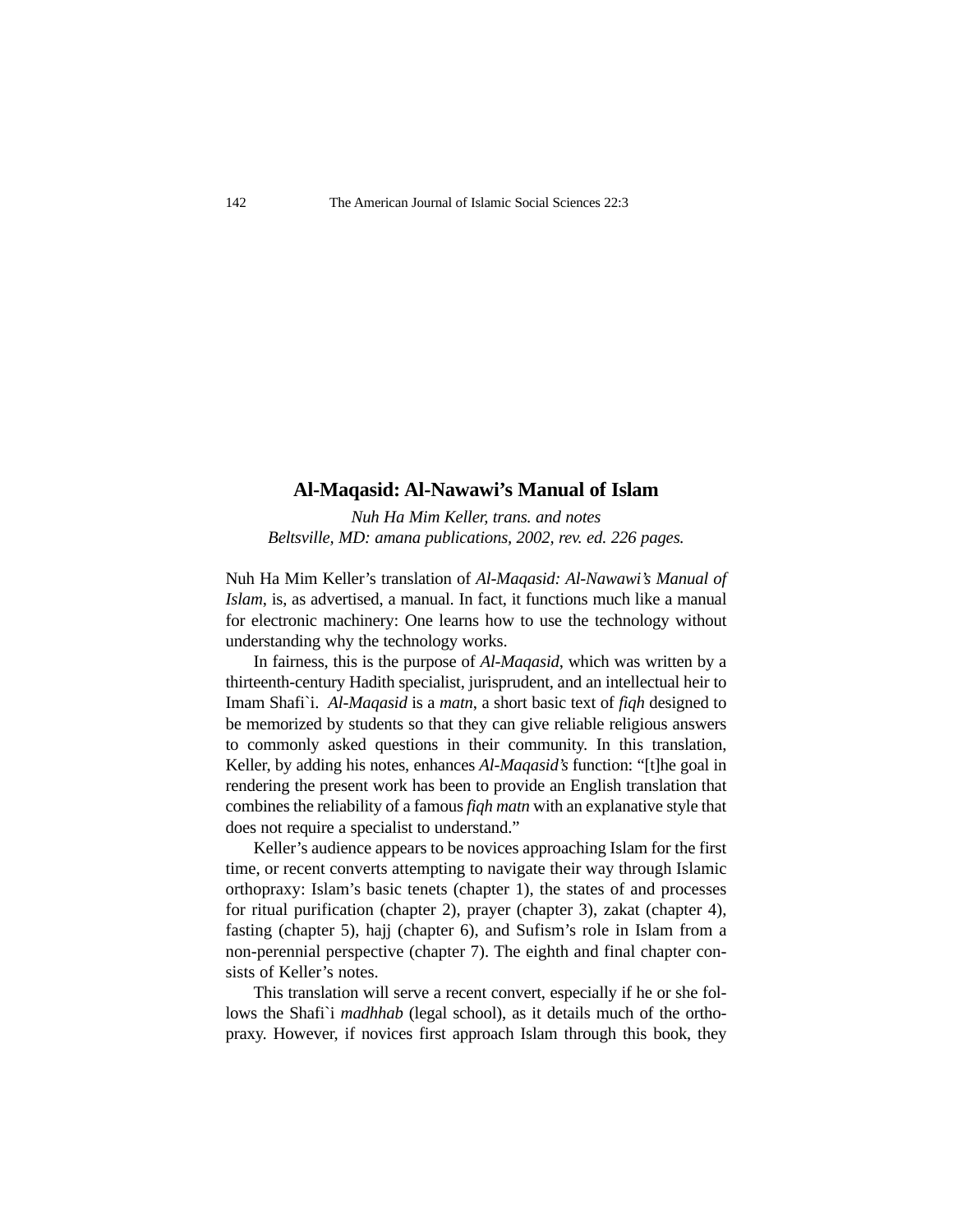## Al-Maqasid: Al-Nawawi's Manual of Islam

*Nuh Ha Mim Keller, trans. and notes*
*Beltsville, MD: amana publications, 2002, rev. ed. 226 pages.*

Nuh Ha Mim Keller's translation of *Al-Maqasid: Al-Nawawi's Manual of Islam*, is, as advertised, a manual. In fact, it functions much like a manual for electronic machinery: One learns how to use the technology without understanding why the technology works.

In fairness, this is the purpose of *Al-Maqasid*, which was written by a thirteenth-century Hadith specialist, jurisprudent, and an intellectual heir to Imam Shafi`i. *Al-Maqasid* is a *matn*, a short basic text of *fiqh* designed to be memorized by students so that they can give reliable religious answers to commonly asked questions in their community. In this translation, Keller, by adding his notes, enhances *Al-Maqasid's* function: "[t]he goal in rendering the present work has been to provide an English translation that combines the reliability of a famous *fiqh matn* with an explanative style that does not require a specialist to understand."

Keller's audience appears to be novices approaching Islam for the first time, or recent converts attempting to navigate their way through Islamic orthopraxy: Islam's basic tenets (chapter 1), the states of and processes for ritual purification (chapter 2), prayer (chapter 3), zakat (chapter 4), fasting (chapter 5), hajj (chapter 6), and Sufism's role in Islam from a non-perennial perspective (chapter 7). The eighth and final chapter consists of Keller's notes.

This translation will serve a recent convert, especially if he or she follows the Shafi`i *madhhab* (legal school), as it details much of the orthopraxy. However, if novices first approach Islam through this book, they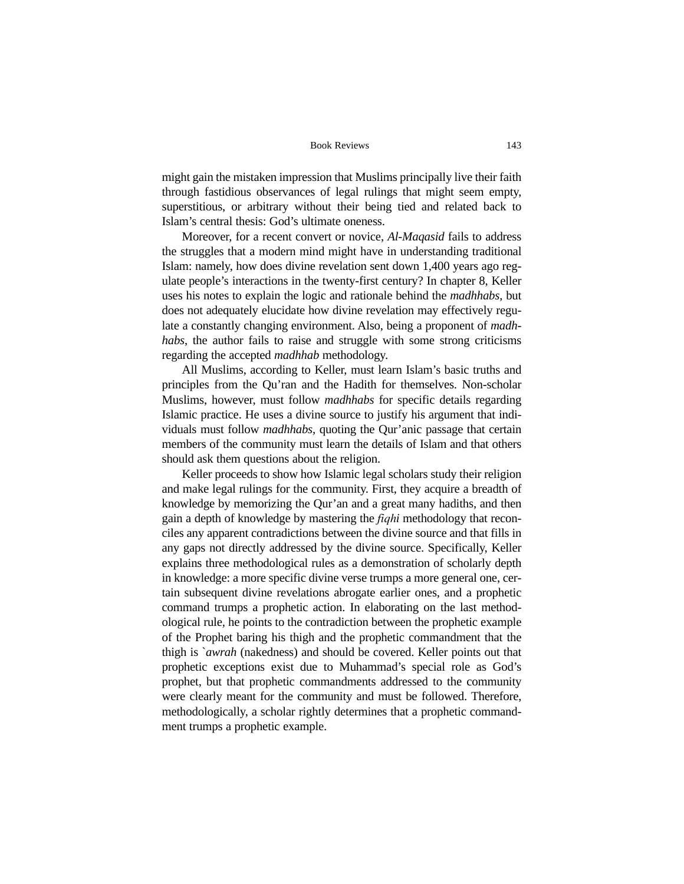might gain the mistaken impression that Muslims principally live their faith through fastidious observances of legal rulings that might seem empty, superstitious, or arbitrary without their being tied and related back to Islam's central thesis: God's ultimate oneness.

Moreover, for a recent convert or novice, *Al-Maqasid* fails to address the struggles that a modern mind might have in understanding traditional Islam: namely, how does divine revelation sent down 1,400 years ago regulate people's interactions in the twenty-first century? In chapter 8, Keller uses his notes to explain the logic and rationale behind the *madhhabs*, but does not adequately elucidate how divine revelation may effectively regulate a constantly changing environment. Also, being a proponent of *madhhabs*, the author fails to raise and struggle with some strong criticisms regarding the accepted *madhhab* methodology.

All Muslims, according to Keller, must learn Islam's basic truths and principles from the Qu'ran and the Hadith for themselves. Non-scholar Muslims, however, must follow *madhhabs* for specific details regarding Islamic practice. He uses a divine source to justify his argument that individuals must follow *madhhabs*, quoting the Qur'anic passage that certain members of the community must learn the details of Islam and that others should ask them questions about the religion.

Keller proceeds to show how Islamic legal scholars study their religion and make legal rulings for the community. First, they acquire a breadth of knowledge by memorizing the Qur'an and a great many hadiths, and then gain a depth of knowledge by mastering the *fiqhi* methodology that reconciles any apparent contradictions between the divine source and that fills in any gaps not directly addressed by the divine source. Specifically, Keller explains three methodological rules as a demonstration of scholarly depth in knowledge: a more specific divine verse trumps a more general one, certain subsequent divine revelations abrogate earlier ones, and a prophetic command trumps a prophetic action. In elaborating on the last methodological rule, he points to the contradiction between the prophetic example of the Prophet baring his thigh and the prophetic commandment that the thigh is `*awrah* (nakedness) and should be covered. Keller points out that prophetic exceptions exist due to Muhammad's special role as God's prophet, but that prophetic commandments addressed to the community were clearly meant for the community and must be followed. Therefore, methodologically, a scholar rightly determines that a prophetic commandment trumps a prophetic example.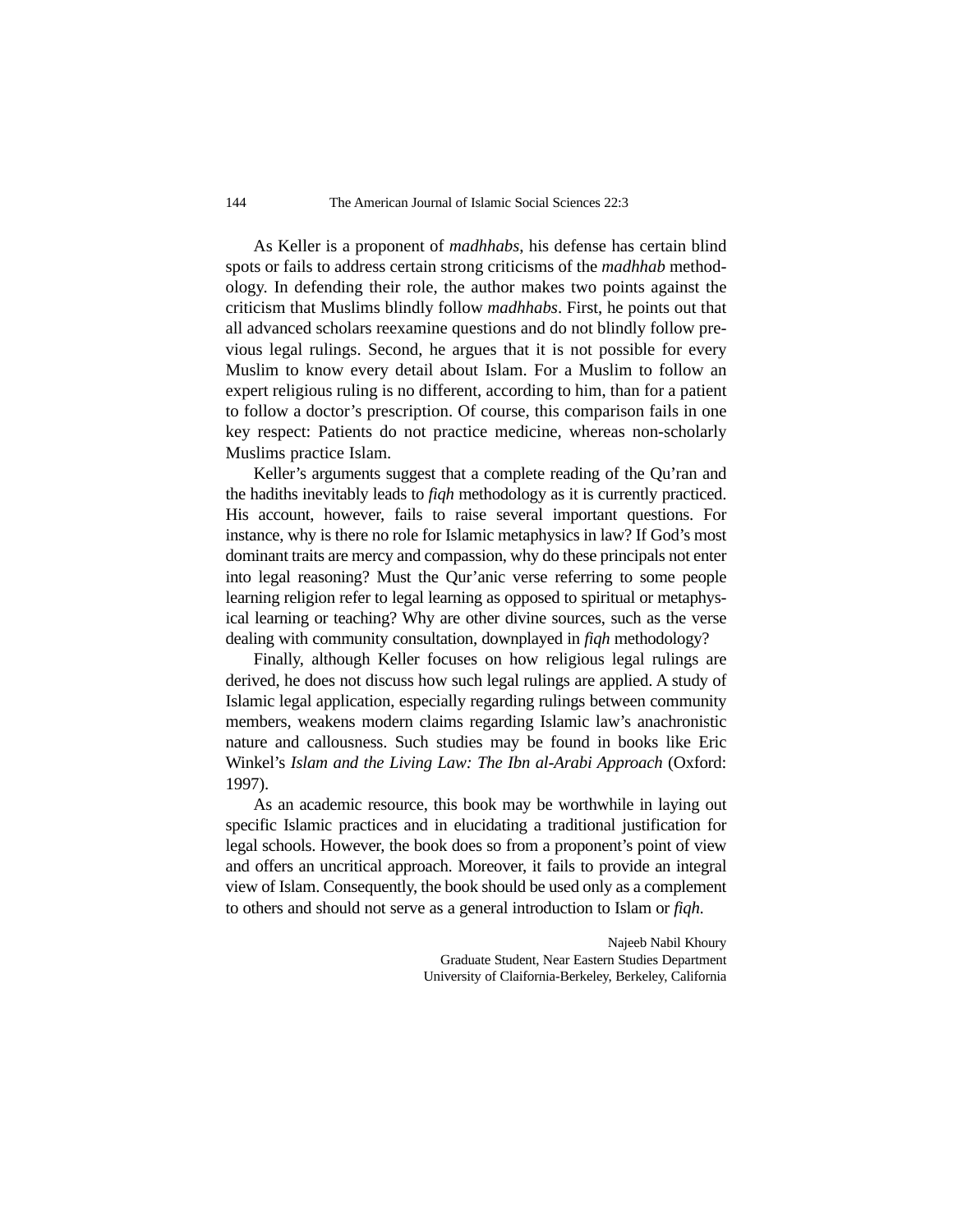As Keller is a proponent of *madhhabs*, his defense has certain blind spots or fails to address certain strong criticisms of the *madhhab* methodology. In defending their role, the author makes two points against the criticism that Muslims blindly follow *madhhabs*. First, he points out that all advanced scholars reexamine questions and do not blindly follow previous legal rulings. Second, he argues that it is not possible for every Muslim to know every detail about Islam. For a Muslim to follow an expert religious ruling is no different, according to him, than for a patient to follow a doctor's prescription. Of course, this comparison fails in one key respect: Patients do not practice medicine, whereas non-scholarly Muslims practice Islam.

Keller's arguments suggest that a complete reading of the Qu'ran and the hadiths inevitably leads to *fiqh* methodology as it is currently practiced. His account, however, fails to raise several important questions. For instance, why is there no role for Islamic metaphysics in law? If God's most dominant traits are mercy and compassion, why do these principals not enter into legal reasoning? Must the Qur'anic verse referring to some people learning religion refer to legal learning as opposed to spiritual or metaphysical learning or teaching? Why are other divine sources, such as the verse dealing with community consultation, downplayed in *fiqh* methodology?

Finally, although Keller focuses on how religious legal rulings are derived, he does not discuss how such legal rulings are applied. A study of Islamic legal application, especially regarding rulings between community members, weakens modern claims regarding Islamic law's anachronistic nature and callousness. Such studies may be found in books like Eric Winkel's *Islam and the Living Law: The Ibn al-Arabi Approach* (Oxford: 1997).

As an academic resource, this book may be worthwhile in laying out specific Islamic practices and in elucidating a traditional justification for legal schools. However, the book does so from a proponent's point of view and offers an uncritical approach. Moreover, it fails to provide an integral view of Islam. Consequently, the book should be used only as a complement to others and should not serve as a general introduction to Islam or *fiqh*.

Najeeb Nabil Khoury
Graduate Student, Near Eastern Studies Department
University of Claifornia-Berkeley, Berkeley, California